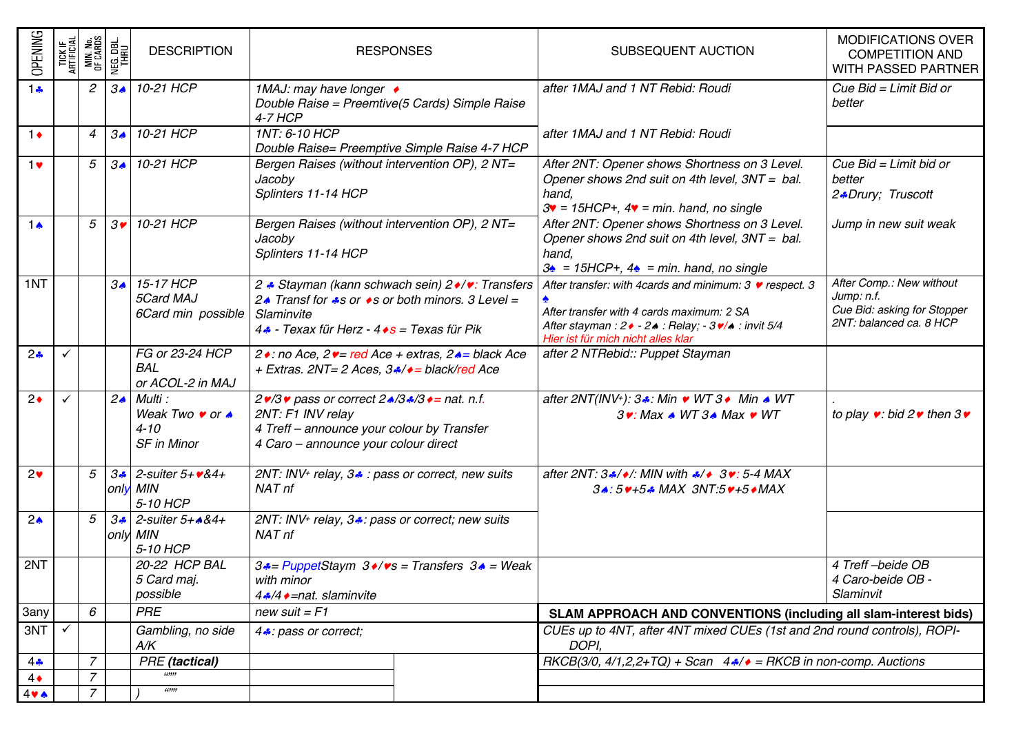| OPENING | TICK IF ARTIFICIAL | MIN. No. OF CARDS | NEG. DBL. THRU | DESCRIPTION | RESPONSES | SUBSEQUENT AUCTION | MODIFICATIONS OVER COMPETITION AND WITH PASSED PARTNER |
|---|---|---|---|---|---|---|---|
| 1♣ | | 2 | 3♠ | 10-21 HCP | 1MAJ: may have longer ♦<br>Double Raise = Preemtive(5 Cards) Simple Raise 4-7 HCP | after 1MAJ and 1 NT Rebid: Roudi | Cue Bid = Limit Bid or better |
| 1♦ | | 4 | 3♠ | 10-21 HCP | 1NT: 6-10 HCP<br>Double Raise= Preemptive Simple Raise 4-7 HCP | after 1MAJ and 1 NT Rebid: Roudi | |
| 1♥ | | 5 | 3♠ | 10-21 HCP | Bergen Raises (without intervention OP), 2 NT= Jacoby<br>Splinters 11-14 HCP | After 2NT: Opener shows Shortness on 3 Level. Opener shows 2nd suit on 4th level, 3NT = bal. hand,<br>3♥ = 15HCP+, 4♥ = min. hand, no single | Cue Bid = Limit bid or better<br>2♣Drury; Truscott |
| 1♠ | | 5 | 3♥ | 10-21 HCP | Bergen Raises (without intervention OP), 2 NT= Jacoby<br>Splinters 11-14 HCP | After 2NT: Opener shows Shortness on 3 Level. Opener shows 2nd suit on 4th level, 3NT = bal. hand,<br>3♠ = 15HCP+, 4♠ = min. hand, no single | Jump in new suit weak |
| 1NT | | | 3♠ | 15-17 HCP<br>5Card MAJ<br>6Card min possible | 2 ♣ Stayman (kann schwach sein) 2♦/♥: Transfers 2♠ Transf for ♣s or ♦s or both minors. 3 Level = Slaminvite<br>4♣ - Texax für Herz - 4♦s = Texas für Pik | After transfer: with 4cards and minimum: 3 ♥ respect. 3 ♠<br>After transfer with 4 cards maximum: 2 SA<br>After stayman : 2♦ - 2♠ : Relay; - 3♥/♠ : invit 5/4<br>Hier ist für mich nicht alles klar | After Comp.: New without Jump: n.f.<br>Cue Bid: asking for Stopper<br>2NT: balanced ca. 8 HCP |
| 2♣ | ✓ | | | FG or 23-24 HCP BAL<br>or ACOL-2 in MAJ | 2♦: no Ace, 2♥= red Ace + extras, 2♠= black Ace + Extras. 2NT= 2 Aces, 3♣/♦= black/red Ace | after 2 NTRebid:: Puppet Stayman | |
| 2♦ | ✓ | | 2♠ | Multi :<br>Weak Two ♥ or ♠<br>4-10<br>SF in Minor | 2♥/3♥ pass or correct 2♠/3♣/3♦= nat. n.f.<br>2NT: F1 INV relay<br>4 Treff – announce your colour by Transfer<br>4 Caro – announce your colour direct | after 2NT(INV+): 3♣: Min ♥ WT 3♦ Min ♠ WT<br>3♥: Max ♠ WT 3♠ Max ♥ WT | .<br>to play ♥: bid 2♥ then 3♥ |
| 2♥ | | 5 | 3♣ only | 2-suiter 5+♥&4+ MIN<br>5-10 HCP | 2NT: INV+ relay, 3♣ : pass or correct, new suits NAT nf | after 2NT: 3♣/♦/: MIN with ♣/♦ 3♥: 5-4 MAX<br>3♠: 5♥+5♣ MAX 3NT:5♥+5♦MAX | |
| 2♠ | | 5 | 3♣ only | 2-suiter 5+♠&4+ MIN<br>5-10 HCP | 2NT: INV+ relay, 3♣: pass or correct; new suits NAT nf | | |
| 2NT | | | | 20-22 HCP BAL<br>5 Card maj. possible | 3♣= PuppetStaym 3♦/♥s = Transfers 3♠ = Weak with minor<br>4♣/4♦=nat. slaminvite | | 4 Treff –beide OB<br>4 Caro-beide OB - Slaminvit |
| 3any | | 6 | | PRE | new suit = F1 | **SLAM APPROACH AND CONVENTIONS (including all slam-interest bids)** | |
| 3NT | ✓ | | | Gambling, no side A/K | 4♣: pass or correct; | CUEs up to 4NT, after 4NT mixed CUEs (1st and 2nd round controls), ROPI-DOPI, | |
| 4♣ | | 7 | | PRE **(tactical)** | | RKCB(3/0, 4/1,2,2+TQ) + Scan 4♣/♦ = RKCB in non-comp. Auctions | |
| 4♦ | | 7 | | “”” | | | |
| 4♥♠ | | 7 | | ) “”” | | | |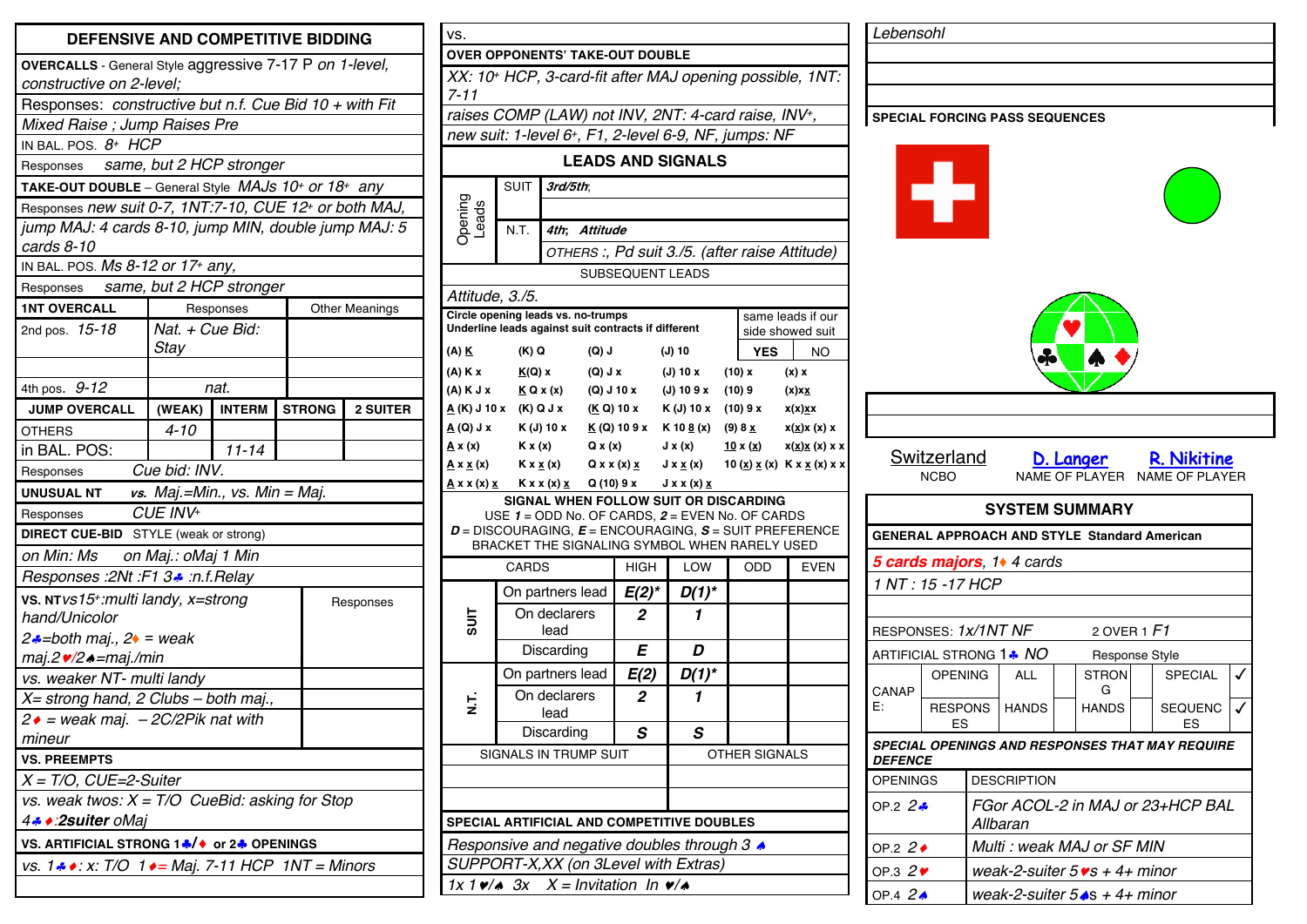## DEFENSIVE AND COMPETITIVE BIDDING

**OVERCALLS** - General Style aggressive 7-17 P *on 1-level, constructive on 2-level;*

Responses: *constructive but n.f. Cue Bid 10 + with Fit*

*Mixed Raise ; Jump Raises Pre*

IN BAL. POS. *8+ HCP*

Responses *same, but 2 HCP stronger*

**TAKE-OUT DOUBLE** – General Style *MAJs 10+ or 18+ any*

Responses *new suit 0-7, 1NT:7-10, CUE 12+ or both MAJ, jump MAJ: 4 cards 8-10, jump MIN, double jump MAJ: 5 cards 8-10*

IN BAL. POS. *Ms 8-12 or 17+ any,*

Responses *same, but 2 HCP stronger*

| 1NT OVERCALL | Responses | Other Meanings |
|---|---|---|
| 2nd pos. *15-18* | *Nat. + Cue Bid: Stay* | |
| | | |
| 4th pos. *9-12* | *nat.* | |

| JUMP OVERCALL | (WEAK) | INTERM | STRONG | 2 SUITER |
|---|---|---|---|---|
| OTHERS | *4-10* | | | |
| in BAL. POS: | | *11-14* | | |
| Responses | *Cue bid: INV.* | | | |

**UNUSUAL NT** *vs. Maj.=Min., vs. Min = Maj.*

Responses *CUE INV+*

**DIRECT CUE-BID** STYLE (weak or strong)

*on Min: Ms on Maj.: oMaj 1 Min*

*Responses :2Nt :F1 3♣ :n.f.Relay*

| VS. NT | Responses |
|---|---|
| *vs15+:multi landy, x=strong hand/Unicolor* | |
| *2♣=both maj., 2♦ = weak maj.2♥/2♠=maj./min* | |
| *vs. weaker NT- multi landy* | |
| *X= strong hand, 2 Clubs – both maj.,* | |
| *2♦ = weak maj. – 2C/2Pik nat with mineur* | |

**VS. PREEMPTS**

*X = T/O, CUE=2-Suiter*

*vs. weak twos: X = T/O CueBid: asking for Stop*

*4♣♦:2suiter oMaj*

**VS. ARTIFICIAL STRONG 1♣/♦ or 2♣ OPENINGS**

*vs. 1♣♦: x: T/O 1♦= Maj. 7-11 HCP 1NT = Minors*

---

VS.

**OVER OPPONENTS' TAKE-OUT DOUBLE**

*XX: 10+ HCP, 3-card-fit after MAJ opening possible, 1NT: 7-11*

*raises COMP (LAW) not INV, 2NT: 4-card raise, INV+,*

*new suit: 1-level 6+, F1, 2-level 6-9, NF, jumps: NF*

## LEADS AND SIGNALS

| Opening Leads | | |
|---|---|---|
| SUIT | *3rd/5th;* | |
| N.T. | *4th; Attitude* | |
| | *OTHERS :, Pd suit 3./5. (after raise Attitude)* | |

SUBSEQUENT LEADS

*Attitude, 3./5.*

Circle opening leads vs. no-trumps
Underline leads against suit contracts if different

same leads if our side showed suit: **YES** / NO

| | | | | | |
|---|---|---|---|---|---|
| (A) K | (K) Q | (Q) J | (J) 10 | | |
| (A) K x | K(Q) x | (Q) J x | (J) 10 x | (10) x | (x) x |
| (A) K J x | K Q x (x) | (Q) J 10 x | (J) 10 9 x | (10) 9 | (x)xx |
| A (K) J 10 x | (K) Q J x | (K Q) 10 x | K (J) 10 x | (10) 9 x | x(x)xx |
| A (Q) J x | K (J) 10 x | K (Q) 10 9 x | K 10 8 (x) | (9) 8 x | x(x)x (x) x |
| A x (x) | K x (x) | Q x (x) | J x (x) | 10 x (x) | x(x)x (x) x x |
| A x x (x) | K x x (x) | Q x x (x) x | J x x (x) | 10 (x) x (x) | K x x (x) x x |
| A x x (x) x | K x x (x) x | Q (10) 9 x | J x x (x) x | | |

**SIGNAL WHEN FOLLOW SUIT OR DISCARDING**
USE *1* = ODD No. OF CARDS, *2* = EVEN No. OF CARDS
*D* = DISCOURAGING, *E* = ENCOURAGING, *S* = SUIT PREFERENCE
BRACKET THE SIGNALING SYMBOL WHEN RARELY USED

| | CARDS | HIGH | LOW | ODD | EVEN |
|---|---|---|---|---|---|
| SUIT | On partners lead | *E(2)** | *D(1)** | | |
| | On declarers lead | *2* | *1* | | |
| | Discarding | *E* | *D* | | |
| N.T. | On partners lead | *E(2)* | *D(1)** | | |
| | On declarers lead | *2* | *1* | | |
| | Discarding | *S* | *S* | | |

| SIGNALS IN TRUMP SUIT | OTHER SIGNALS |
|---|---|
| | |
| | |

**SPECIAL ARTIFICIAL AND COMPETITIVE DOUBLES**

*Responsive and negative doubles through 3 ♠*

*SUPPORT-X,XX (on 3Level with Extras)*

*1x 1♥/♠ 3x X = Invitation In ♥/♠*

---

*Lebensohl*

**SPECIAL FORCING PASS SEQUENCES**

Switzerland — NCBO
D. Langer — NAME OF PLAYER
R. Nikitine — NAME OF PLAYER

## SYSTEM SUMMARY

**GENERAL APPROACH AND STYLE** Standard American

*5 cards majors, 1♦ 4 cards*

*1 NT : 15 -17 HCP*

RESPONSES: *1x/1NT NF* 2 OVER 1 *F1*

ARTIFICIAL STRONG 1♣ *NO* Response Style

| CANAPE: | OPENING | ALL | | STRONG | | SPECIAL | ✓ |
|---|---|---|---|---|---|---|---|
| | RESPONSES | HANDS | | HANDS | | SEQUENCES | ✓ |

***SPECIAL OPENINGS AND RESPONSES THAT MAY REQUIRE DEFENCE***

| OPENINGS | DESCRIPTION |
|---|---|
| OP.2 *2♣* | *FGor ACOL-2 in MAJ or 23+HCP BAL Allbaran* |
| OP.2 *2♦* | *Multi : weak MAJ or SF MIN* |
| OP.3 *2♥* | *weak-2-suiter 5♥s + 4+ minor* |
| OP.4 *2♠* | *weak-2-suiter 5♠s + 4+ minor* |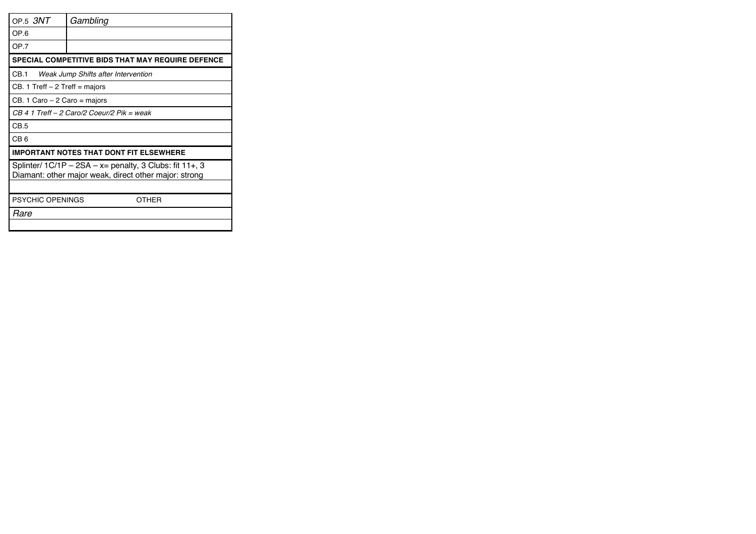| | |
|---|---|
| OP.5 *3NT* | *Gambling* |
| OP.6 | |
| OP.7 | |

**SPECIAL COMPETITIVE BIDS THAT MAY REQUIRE DEFENCE**

CB.1 *Weak Jump Shifts after Intervention*

CB. 1 Treff – 2 Treff = majors

CB. 1 Caro – 2 Caro = majors

*CB 4 1 Treff – 2 Caro/2 Coeur/2 Pik = weak*

CB.5

CB 6

**IMPORTANT NOTES THAT DONT FIT ELSEWHERE**

Splinter/ 1C/1P – 2SA – x= penalty, 3 Clubs: fit 11+, 3 Diamant: other major weak, direct other major: strong

PSYCHIC OPENINGS OTHER

*Rare*